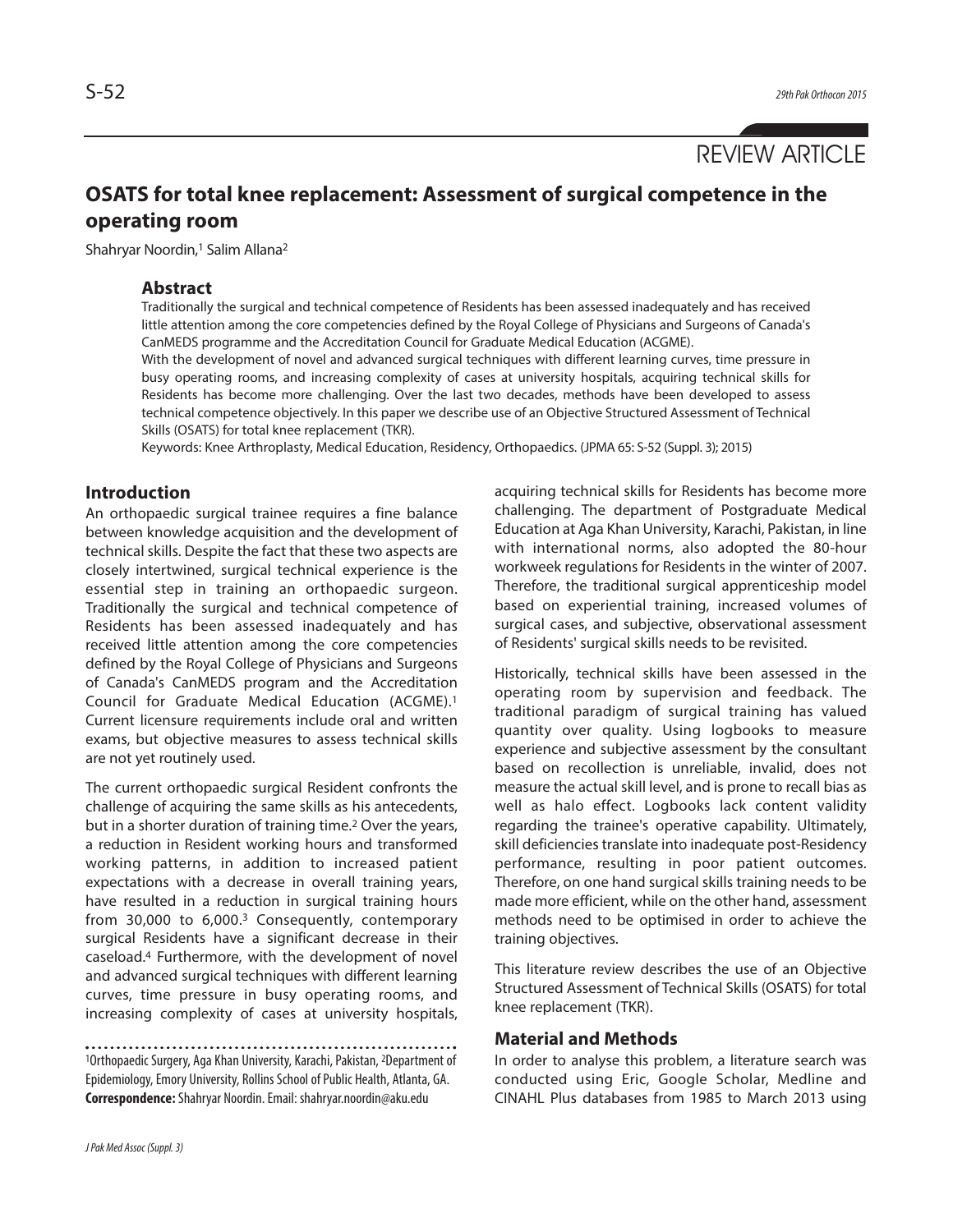REVIEW ARTICLE

# OSATS for total knee replacement: Assessment of surgical competence in the operating room

Shahryar Noordin,[1] Salim Allana[2]

## Abstract

Traditionally the surgical and technical competence of Residents has been assessed inadequately and has received little attention among the core competencies defined by the Royal College of Physicians and Surgeons of Canada's CanMEDS programme and the Accreditation Council for Graduate Medical Education (ACGME).

With the development of novel and advanced surgical techniques with different learning curves, time pressure in busy operating rooms, and increasing complexity of cases at university hospitals, acquiring technical skills for Residents has become more challenging. Over the last two decades, methods have been developed to assess technical competence objectively. In this paper we describe use of an Objective Structured Assessment of Technical Skills (OSATS) for total knee replacement (TKR).

Keywords: Knee Arthroplasty, Medical Education, Residency, Orthopaedics. (JPMA 65: S-52 (Suppl. 3); 2015)

## Introduction

An orthopaedic surgical trainee requires a fine balance between knowledge acquisition and the development of technical skills. Despite the fact that these two aspects are closely intertwined, surgical technical experience is the essential step in training an orthopaedic surgeon. Traditionally the surgical and technical competence of Residents has been assessed inadequately and has received little attention among the core competencies defined by the Royal College of Physicians and Surgeons of Canada's CanMEDS program and the Accreditation Council for Graduate Medical Education (ACGME).[1] Current licensure requirements include oral and written exams, but objective measures to assess technical skills are not yet routinely used.

The current orthopaedic surgical Resident confronts the challenge of acquiring the same skills as his antecedents, but in a shorter duration of training time.[2] Over the years, a reduction in Resident working hours and transformed working patterns, in addition to increased patient expectations with a decrease in overall training years, have resulted in a reduction in surgical training hours from 30,000 to 6,000.[3] Consequently, contemporary surgical Residents have a significant decrease in their caseload.[4] Furthermore, with the development of novel and advanced surgical techniques with different learning curves, time pressure in busy operating rooms, and increasing complexity of cases at university hospitals, acquiring technical skills for Residents has become more challenging. The department of Postgraduate Medical Education at Aga Khan University, Karachi, Pakistan, in line with international norms, also adopted the 80-hour workweek regulations for Residents in the winter of 2007. Therefore, the traditional surgical apprenticeship model based on experiential training, increased volumes of surgical cases, and subjective, observational assessment of Residents' surgical skills needs to be revisited.

Historically, technical skills have been assessed in the operating room by supervision and feedback. The traditional paradigm of surgical training has valued quantity over quality. Using logbooks to measure experience and subjective assessment by the consultant based on recollection is unreliable, invalid, does not measure the actual skill level, and is prone to recall bias as well as halo effect. Logbooks lack content validity regarding the trainee's operative capability. Ultimately, skill deficiencies translate into inadequate post-Residency performance, resulting in poor patient outcomes. Therefore, on one hand surgical skills training needs to be made more efficient, while on the other hand, assessment methods need to be optimised in order to achieve the training objectives.

This literature review describes the use of an Objective Structured Assessment of Technical Skills (OSATS) for total knee replacement (TKR).

## Material and Methods

In order to analyse this problem, a literature search was conducted using Eric, Google Scholar, Medline and CINAHL Plus databases from 1985 to March 2013 using

[1]Orthopaedic Surgery, Aga Khan University, Karachi, Pakistan, [2]Department of Epidemiology, Emory University, Rollins School of Public Health, Atlanta, GA.

**Correspondence:** Shahryar Noordin. Email: shahryar.noordin@aku.edu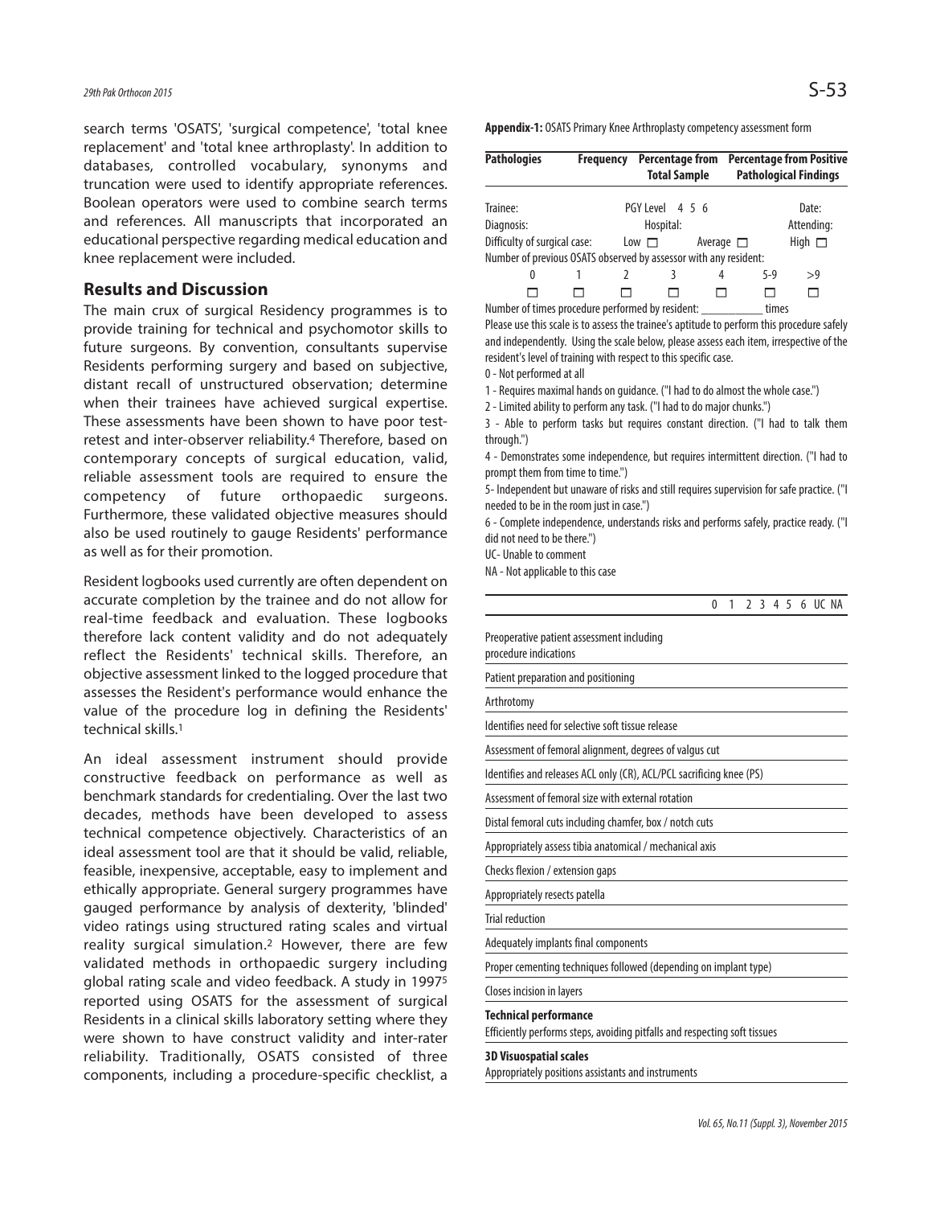search terms 'OSATS', 'surgical competence', 'total knee replacement' and 'total knee arthroplasty'. In addition to databases, controlled vocabulary, synonyms and truncation were used to identify appropriate references. Boolean operators were used to combine search terms and references. All manuscripts that incorporated an educational perspective regarding medical education and knee replacement were included.

## Results and Discussion

The main crux of surgical Residency programmes is to provide training for technical and psychomotor skills to future surgeons. By convention, consultants supervise Residents performing surgery and based on subjective, distant recall of unstructured observation; determine when their trainees have achieved surgical expertise. These assessments have been shown to have poor test-retest and inter-observer reliability.[4] Therefore, based on contemporary concepts of surgical education, valid, reliable assessment tools are required to ensure the competency of future orthopaedic surgeons. Furthermore, these validated objective measures should also be used routinely to gauge Residents' performance as well as for their promotion.

Resident logbooks used currently are often dependent on accurate completion by the trainee and do not allow for real-time feedback and evaluation. These logbooks therefore lack content validity and do not adequately reflect the Residents' technical skills. Therefore, an objective assessment linked to the logged procedure that assesses the Resident's performance would enhance the value of the procedure log in defining the Residents' technical skills.[1]

An ideal assessment instrument should provide constructive feedback on performance as well as benchmark standards for credentialing. Over the last two decades, methods have been developed to assess technical competence objectively. Characteristics of an ideal assessment tool are that it should be valid, reliable, feasible, inexpensive, acceptable, easy to implement and ethically appropriate. General surgery programmes have gauged performance by analysis of dexterity, 'blinded' video ratings using structured rating scales and virtual reality surgical simulation.[2] However, there are few validated methods in orthopaedic surgery including global rating scale and video feedback. A study in 1997[5] reported using OSATS for the assessment of surgical Residents in a clinical skills laboratory setting where they were shown to have construct validity and inter-rater reliability. Traditionally, OSATS consisted of three components, including a procedure-specific checklist, a

**Appendix-1:** OSATS Primary Knee Arthroplasty competency assessment form

| **Pathologies** | **Frequency** | **Percentage from Total Sample** | **Percentage from Positive Pathological Findings** |
|---|---|---|---|

Trainee: PGY Level 4 5 6 Date:

Diagnosis: Hospital: Attending:

Difficulty of surgical case: Low ☐ Average ☐ High ☐

Number of previous OSATS observed by assessor with any resident:

| 0 | 1 | 2 | 3 | 4 | 5-9 | >9 |
|---|---|---|---|---|---|---|
| ☐ | ☐ | ☐ | ☐ | ☐ | ☐ | ☐ |

Number of times procedure performed by resident: ___________ times

Please use this scale is to assess the trainee's aptitude to perform this procedure safely and independently. Using the scale below, please assess each item, irrespective of the resident's level of training with respect to this specific case.

0 - Not performed at all

1 - Requires maximal hands on guidance. ("I had to do almost the whole case.")

2 - Limited ability to perform any task. ("I had to do major chunks.")

3 - Able to perform tasks but requires constant direction. ("I had to talk them through.")

4 - Demonstrates some independence, but requires intermittent direction. ("I had to prompt them from time to time.")

5- Independent but unaware of risks and still requires supervision for safe practice. ("I needed to be in the room just in case.")

6 - Complete independence, understands risks and performs safely, practice ready. ("I did not need to be there.")

UC- Unable to comment

NA - Not applicable to this case

| | 0 | 1 | 2 | 3 | 4 | 5 | 6 | UC | NA |
|---|---|---|---|---|---|---|---|---|---|
| Preoperative patient assessment including procedure indications | | | | | | | | | |
| Patient preparation and positioning | | | | | | | | | |
| Arthrotomy | | | | | | | | | |
| Identifies need for selective soft tissue release | | | | | | | | | |
| Assessment of femoral alignment, degrees of valgus cut | | | | | | | | | |
| Identifies and releases ACL only (CR), ACL/PCL sacrificing knee (PS) | | | | | | | | | |
| Assessment of femoral size with external rotation | | | | | | | | | |
| Distal femoral cuts including chamfer, box / notch cuts | | | | | | | | | |
| Appropriately assess tibia anatomical / mechanical axis | | | | | | | | | |
| Checks flexion / extension gaps | | | | | | | | | |
| Appropriately resects patella | | | | | | | | | |
| Trial reduction | | | | | | | | | |
| Adequately implants final components | | | | | | | | | |
| Proper cementing techniques followed (depending on implant type) | | | | | | | | | |
| Closes incision in layers | | | | | | | | | |
| **Technical performance** Efficiently performs steps, avoiding pitfalls and respecting soft tissues | | | | | | | | | |
| **3D Visuospatial scales** Appropriately positions assistants and instruments | | | | | | | | | |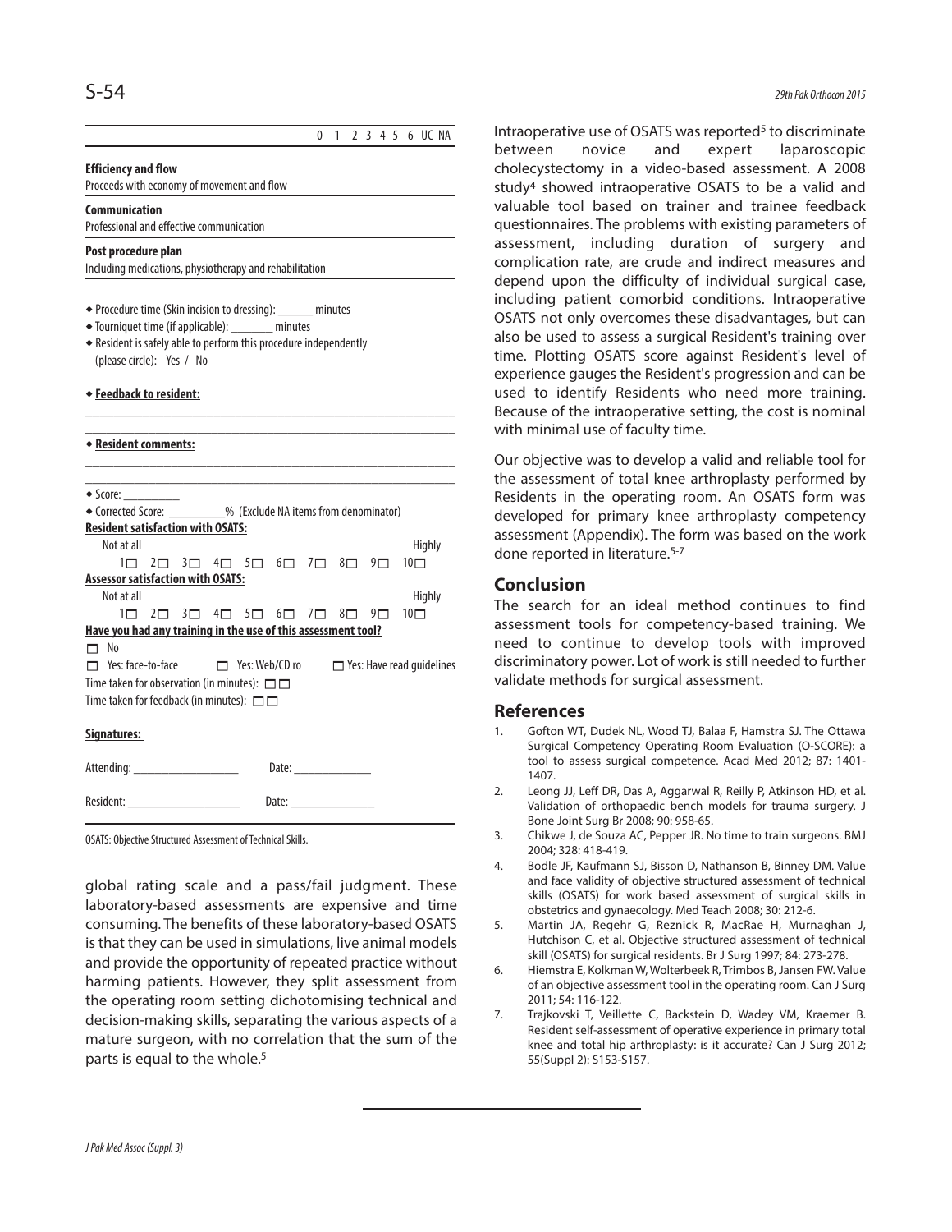| | 0 | 1 | 2 | 3 | 4 | 5 | 6 | UC | NA |
|---|---|---|---|---|---|---|---|---|---|
| **Efficiency and flow**<br>Proceeds with economy of movement and flow | | | | | | | | | |
| **Communication**<br>Professional and effective communication | | | | | | | | | |
| **Post procedure plan**<br>Including medications, physiotherapy and rehabilitation | | | | | | | | | |

- Procedure time (Skin incision to dressing): ______ minutes
- Tourniquet time (if applicable): _______ minutes
- Resident is safely able to perform this procedure independently (please circle): Yes / No

- **Feedback to resident:**

________________________________________________________

________________________________________________________

- **Resident comments:**

________________________________________________________

________________________________________________________

- Score: _________
- Corrected Score: _________% (Exclude NA items from denominator)

**Resident satisfaction with OSATS:**

Not at all ... Highly

1☐ 2☐ 3☐ 4☐ 5☐ 6☐ 7☐ 8☐ 9☐ 10☐

**Assessor satisfaction with OSATS:**

Not at all ... Highly

1☐ 2☐ 3☐ 4☐ 5☐ 6☐ 7☐ 8☐ 9☐ 10☐

**Have you had any training in the use of this assessment tool?**

☐ No

☐ Yes: face-to-face ☐ Yes: Web/CD ro ☐ Yes: Have read guidelines

Time taken for observation (in minutes): ☐☐

Time taken for feedback (in minutes): ☐☐

**Signatures:**

Attending: _________________ Date: ____________

Resident: __________________ Date: _____________

OSATS: Objective Structured Assessment of Technical Skills.

global rating scale and a pass/fail judgment. These laboratory-based assessments are expensive and time consuming. The benefits of these laboratory-based OSATS is that they can be used in simulations, live animal models and provide the opportunity of repeated practice without harming patients. However, they split assessment from the operating room setting dichotomising technical and decision-making skills, separating the various aspects of a mature surgeon, with no correlation that the sum of the parts is equal to the whole.[5]

Intraoperative use of OSATS was reported[5] to discriminate between novice and expert laparoscopic cholecystectomy in a video-based assessment. A 2008 study[4] showed intraoperative OSATS to be a valid and valuable tool based on trainer and trainee feedback questionnaires. The problems with existing parameters of assessment, including duration of surgery and complication rate, are crude and indirect measures and depend upon the difficulty of individual surgical case, including patient comorbid conditions. Intraoperative OSATS not only overcomes these disadvantages, but can also be used to assess a surgical Resident's training over time. Plotting OSATS score against Resident's level of experience gauges the Resident's progression and can be used to identify Residents who need more training. Because of the intraoperative setting, the cost is nominal with minimal use of faculty time.

Our objective was to develop a valid and reliable tool for the assessment of total knee arthroplasty performed by Residents in the operating room. An OSATS form was developed for primary knee arthroplasty competency assessment (Appendix). The form was based on the work done reported in literature.[5-7]

## Conclusion

The search for an ideal method continues to find assessment tools for competency-based training. We need to continue to develop tools with improved discriminatory power. Lot of work is still needed to further validate methods for surgical assessment.

## References

1. Gofton WT, Dudek NL, Wood TJ, Balaa F, Hamstra SJ. The Ottawa Surgical Competency Operating Room Evaluation (O-SCORE): a tool to assess surgical competence. Acad Med 2012; 87: 1401-1407.
2. Leong JJ, Leff DR, Das A, Aggarwal R, Reilly P, Atkinson HD, et al. Validation of orthopaedic bench models for trauma surgery. J Bone Joint Surg Br 2008; 90: 958-65.
3. Chikwe J, de Souza AC, Pepper JR. No time to train surgeons. BMJ 2004; 328: 418-419.
4. Bodle JF, Kaufmann SJ, Bisson D, Nathanson B, Binney DM. Value and face validity of objective structured assessment of technical skills (OSATS) for work based assessment of surgical skills in obstetrics and gynaecology. Med Teach 2008; 30: 212-6.
5. Martin JA, Regehr G, Reznick R, MacRae H, Murnaghan J, Hutchison C, et al. Objective structured assessment of technical skill (OSATS) for surgical residents. Br J Surg 1997; 84: 273-278.
6. Hiemstra E, Kolkman W, Wolterbeek R, Trimbos B, Jansen FW. Value of an objective assessment tool in the operating room. Can J Surg 2011; 54: 116-122.
7. Trajkovski T, Veillette C, Backstein D, Wadey VM, Kraemer B. Resident self-assessment of operative experience in primary total knee and total hip arthroplasty: is it accurate? Can J Surg 2012; 55(Suppl 2): S153-S157.